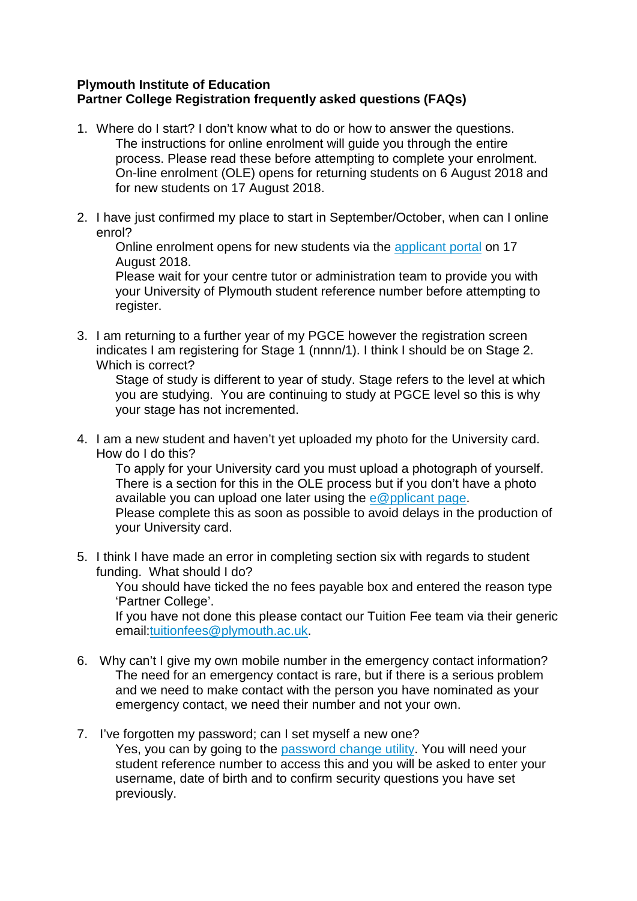**Plymouth Institute of Education**
**Partner College Registration frequently asked questions (FAQs)**

1. Where do I start? I don't know what to do or how to answer the questions.

   The instructions for online enrolment will guide you through the entire process. Please read these before attempting to complete your enrolment. On-line enrolment (OLE) opens for returning students on 6 August 2018 and for new students on 17 August 2018.

2. I have just confirmed my place to start in September/October, when can I online enrol?

   Online enrolment opens for new students via the applicant portal on 17 August 2018.

   Please wait for your centre tutor or administration team to provide you with your University of Plymouth student reference number before attempting to register.

3. I am returning to a further year of my PGCE however the registration screen indicates I am registering for Stage 1 (nnnn/1). I think I should be on Stage 2. Which is correct?

   Stage of study is different to year of study. Stage refers to the level at which you are studying. You are continuing to study at PGCE level so this is why your stage has not incremented.

4. I am a new student and haven't yet uploaded my photo for the University card. How do I do this?

   To apply for your University card you must upload a photograph of yourself. There is a section for this in the OLE process but if you don't have a photo available you can upload one later using the e@pplicant page.

   Please complete this as soon as possible to avoid delays in the production of your University card.

5. I think I have made an error in completing section six with regards to student funding. What should I do?

   You should have ticked the no fees payable box and entered the reason type 'Partner College'.

   If you have not done this please contact our Tuition Fee team via their generic email:tuitionfees@plymouth.ac.uk.

6. Why can't I give my own mobile number in the emergency contact information?

   The need for an emergency contact is rare, but if there is a serious problem and we need to make contact with the person you have nominated as your emergency contact, we need their number and not your own.

7. I've forgotten my password; can I set myself a new one?

   Yes, you can by going to the password change utility. You will need your student reference number to access this and you will be asked to enter your username, date of birth and to confirm security questions you have set previously.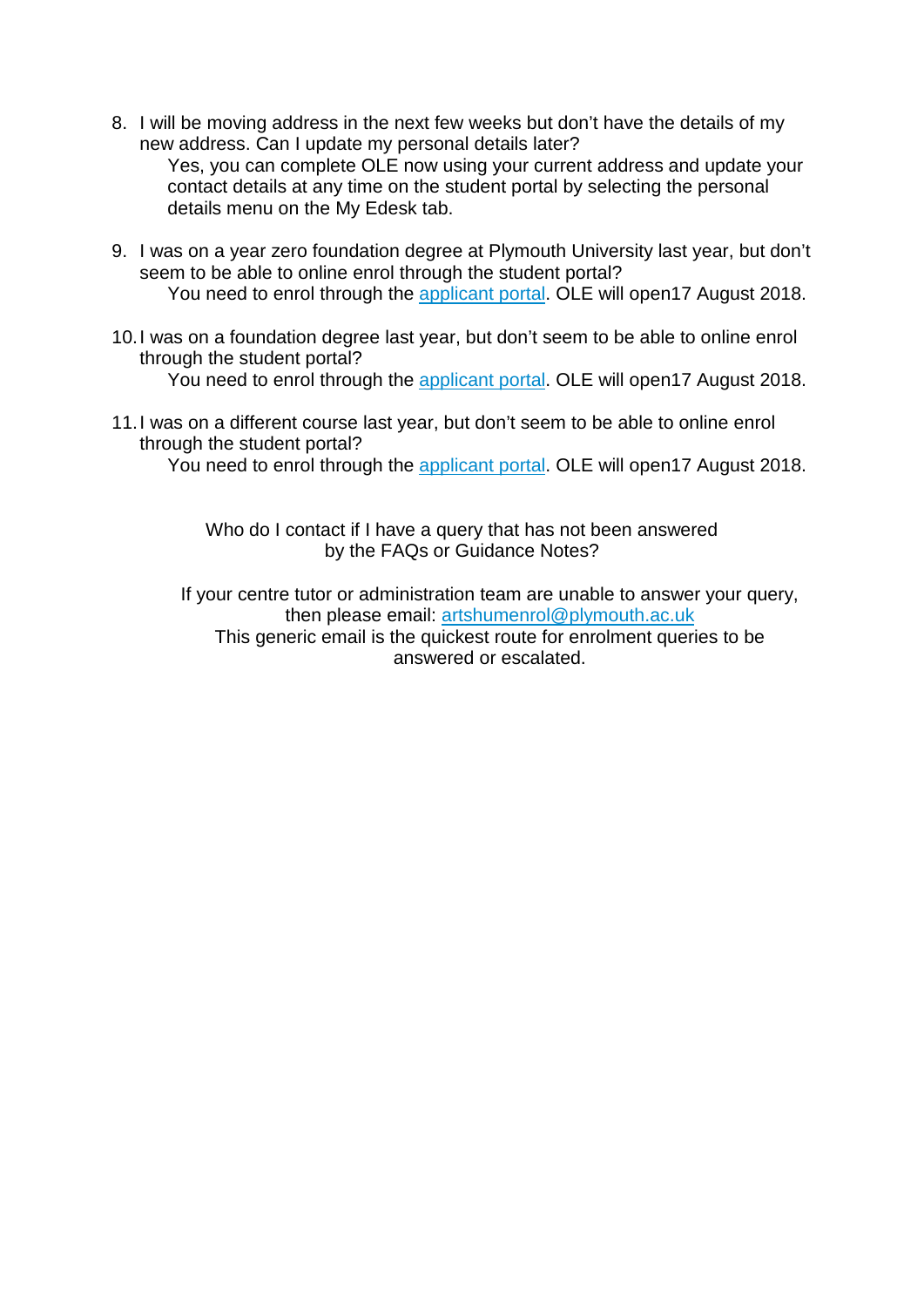8. I will be moving address in the next few weeks but don't have the details of my new address. Can I update my personal details later?
   Yes, you can complete OLE now using your current address and update your contact details at any time on the student portal by selecting the personal details menu on the My Edesk tab.

9. I was on a year zero foundation degree at Plymouth University last year, but don't seem to be able to online enrol through the student portal?
   You need to enrol through the applicant portal. OLE will open17 August 2018.

10. I was on a foundation degree last year, but don't seem to be able to online enrol through the student portal?
    You need to enrol through the applicant portal. OLE will open17 August 2018.

11. I was on a different course last year, but don't seem to be able to online enrol through the student portal?
    You need to enrol through the applicant portal. OLE will open17 August 2018.

Who do I contact if I have a query that has not been answered by the FAQs or Guidance Notes?

If your centre tutor or administration team are unable to answer your query, then please email: artshumenrol@plymouth.ac.uk
This generic email is the quickest route for enrolment queries to be answered or escalated.